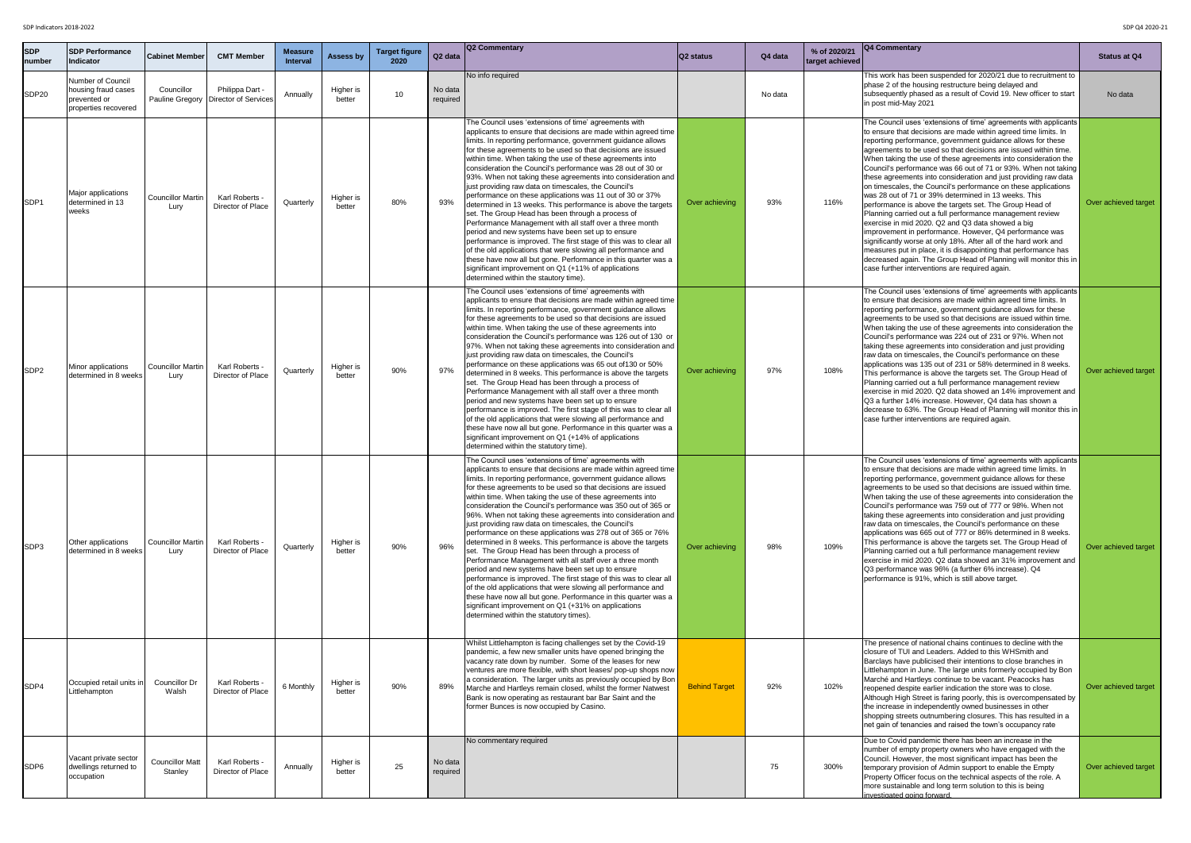| SDP number | SDP Performance Indicator | Cabinet Member | CMT Member | Measure Interval | Assess by | Target figure 2020 | Q2 data | Q2 Commentary | Q2 status | Q4 data | % of 2020/21 target achieved | Q4 Commentary | Status at Q4 |
|---|---|---|---|---|---|---|---|---|---|---|---|---|---|
| SDP20 | Number of Council housing fraud cases prevented or properties recovered | Councillor Pauline Gregory | Philippa Dart - Director of Services | Annually | Higher is better | 10 | No data required | No info required | | No data | | This work has been suspended for 2020/21 due to recruitment to phase 2 of the housing restructure being delayed and subsequently phased as a result of Covid 19. New officer to start in post mid-May 2021 | No data |
| SDP1 | Major applications determined in 13 weeks | Councillor Martin Lury | Karl Roberts - Director of Place | Quarterly | Higher is better | 80% | 93% | The Council uses 'extensions of time' agreements with applicants to ensure that decisions are made within agreed time limits. In reporting performance, government guidance allows for these agreements to be used so that decisions are issued within time. When taking the use of these agreements into consideration the Council's performance was 28 out of 30 or 93%. When not taking these agreements into consideration and just providing raw data on timescales, the Council's performance on these applications was 11 out of 30 or 37% determined in 13 weeks. This performance is above the targets set. The Group Head has been through a process of Performance Management with all staff over a three month period and new systems have been set up to ensure performance is improved. The first stage of this was to clear all of the old applications that were slowing all performance and these have now all but gone. Performance in this quarter was a significant improvement on Q1 (+11% of applications determined within the stautory time). | Over achieving | 93% | 116% | The Council uses 'extensions of time' agreements with applicants to ensure that decisions are made within agreed time limits. In reporting performance, government guidance allows for these agreements to be used so that decisions are issued within time. When taking the use of these agreements into consideration the Council's performance was 66 out of 71 or 93%. When not taking these agreements into consideration and just providing raw data on timescales, the Council's performance on these applications was 28 out of 71 or 39% determined in 13 weeks. This performance is above the targets set. The Group Head of Planning carried out a full performance management review exercise in mid 2020. Q2 and Q3 data showed a big improvement in performance. However, Q4 performance was significantly worse at only 18%. After all of the hard work and measures put in place, it is disappointing that performance has decreased again. The Group Head of Planning will monitor this in case further interventions are required again. | Over achieved target |
| SDP2 | Minor applications determined in 8 weeks | Councillor Martin Lury | Karl Roberts - Director of Place | Quarterly | Higher is better | 90% | 97% | The Council uses 'extensions of time' agreements with applicants to ensure that decisions are made within agreed time limits. In reporting performance, government guidance allows for these agreements to be used so that decisions are issued within time. When taking the use of these agreements into consideration the Council's performance was 126 out of 130 or 97%. When not taking these agreements into consideration and just providing raw data on timescales, the Council's performance on these applications was 65 out of130 or 50% determined in 8 weeks. This performance is above the targets set. The Group Head has been through a process of Performance Management with all staff over a three month period and new systems have been set up to ensure performance is improved. The first stage of this was to clear all of the old applications that were slowing all performance and these have now all but gone. Performance in this quarter was a significant improvement on Q1 (+14% of applications determined within the statutory time). | Over achieving | 97% | 108% | The Council uses 'extensions of time' agreements with applicants to ensure that decisions are made within agreed time limits. In reporting performance, government guidance allows for these agreements to be used so that decisions are issued within time. When taking the use of these agreements into consideration the Council's performance was 224 out of 231 or 97%. When not taking these agreements into consideration and just providing raw data on timescales, the Council's performance on these applications was 135 out of 231 or 58% determined in 8 weeks. This performance is above the targets set. The Group Head of Planning carried out a full performance management review exercise in mid 2020. Q2 data showed an 14% improvement and Q3 a further 14% increase. However, Q4 data has shown a decrease to 63%. The Group Head of Planning will monitor this in case further interventions are required again. | Over achieved target |
| SDP3 | Other applications determined in 8 weeks | Councillor Martin Lury | Karl Roberts - Director of Place | Quarterly | Higher is better | 90% | 96% | The Council uses 'extensions of time' agreements with applicants to ensure that decisions are made within agreed time limits. In reporting performance, government guidance allows for these agreements to be used so that decisions are issued within time. When taking the use of these agreements into consideration the Council's performance was 350 out of 365 or 96%. When not taking these agreements into consideration and just providing raw data on timescales, the Council's performance on these applications was 278 out of 365 or 76% determined in 8 weeks. This performance is above the targets set. The Group Head has been through a process of Performance Management with all staff over a three month period and new systems have been set up to ensure performance is improved. The first stage of this was to clear all of the old applications that were slowing all performance and these have now all but gone. Performance in this quarter was a significant improvement on Q1 (+31% on applications determined within the statutory times). | Over achieving | 98% | 109% | The Council uses 'extensions of time' agreements with applicants to ensure that decisions are made within agreed time limits. In reporting performance, government guidance allows for these agreements to be used so that decisions are issued within time. When taking the use of these agreements into consideration the Council's performance was 759 out of 777 or 98%. When not taking these agreements into consideration and just providing raw data on timescales, the Council's performance on these applications was 665 out of 777 or 86% determined in 8 weeks. This performance is above the targets set. The Group Head of Planning carried out a full performance management review exercise in mid 2020. Q2 data showed an 31% improvement and Q3 performance was 96% (a further 6% increase). Q4 performance is 91%, which is still above target. | Over achieved target |
| SDP4 | Occupied retail units in Littlehampton | Councillor Dr Walsh | Karl Roberts - Director of Place | 6 Monthly | Higher is better | 90% | 89% | Whilst Littlehampton is facing challenges set by the Covid-19 pandemic, a few new smaller units have opened bringing the vacancy rate down by number. Some of the leases for new ventures are more flexible, with short leases/ pop-up shops now a consideration. The larger units as previously occupied by Bon Marche and Hartleys remain closed, whilst the former Natwest Bank is now operating as restaurant bar Bar Saint and the former Bunces is now occupied by Casino. | Behind Target | 92% | 102% | The presence of national chains continues to decline with the closure of TUI and Leaders. Added to this WHSmith and Barclays have publicised their intentions to close branches in Littlehampton in June. The large units formerly occupied by Bon Marché and Hartleys continue to be vacant. Peacocks has reopened despite earlier indication the store was to close. Although High Street is faring poorly, this is overcompensated by the increase in independently owned businesses in other shopping streets outnumbering closures. This has resulted in a net gain of tenancies and raised the town's occupancy rate | Over achieved target |
| SDP6 | Vacant private sector dwellings returned to occupation | Councillor Matt Stanley | Karl Roberts - Director of Place | Annually | Higher is better | 25 | No data required | No commentary required | | 75 | 300% | Due to Covid pandemic there has been an increase in the number of empty property owners who have engaged with the Council. However, the most significant impact has been the temporary provision of Admin support to enable the Empty Property Officer focus on the technical aspects of the role. A more sustainable and long term solution to this is being investigated going forward. | Over achieved target |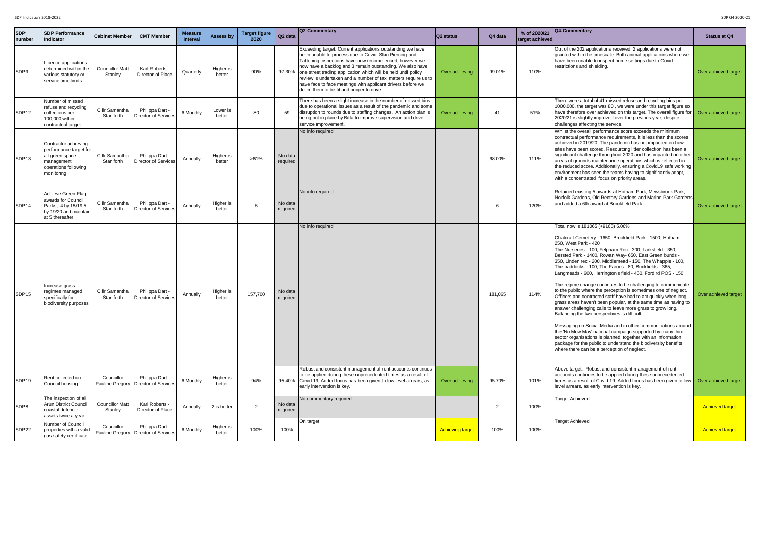| SDP number | SDP Performance Indicator | Cabinet Member | CMT Member | Measure Interval | Assess by | Target figure 2020 | Q2 data | Q2 Commentary | Q2 status | Q4 data | % of 2020/21 target achieved | Q4 Commentary | Status at Q4 |
|---|---|---|---|---|---|---|---|---|---|---|---|---|---|
| SDP9 | Licence applications determined within the various statutory or service time limits | Councillor Matt Stanley | Karl Roberts - Director of Place | Quarterly | Higher is better | 90% | 97.30% | Exceeding target. Current applications outstanding we have been unable to process due to Covid. Skin Piercing and Tattooing inspections have now recommenced, however we now have a backlog and 3 remain outstanding. We also have one street trading application which will be held until policy review is undertaken and a number of taxi matters require us to have face to face meetings with applicant drivers before we deem them to be fit and proper to drive. | Over achieving | 99.01% | 110% | Out of the 202 applications received, 2 applications were not granted within the timescale. Both animal applications where we have been unable to inspect home settings due to Covid restrictions and shielding. | Over achieved target |
| SDP12 | Number of missed refuse and recycling collections per 100,000 within contractual target | Clllr Samantha Staniforth | Philippa Dart - Director of Services | 6 Monthly | Lower is better | 80 | 59 | There has been a slight increase in the number of missed bins due to operational issues as a result of the pandemic and some disruption to rounds due to staffing changes. An action plan is being put in place by Biffa to improve supervision and drive service improvement. | Over achieving | 41 | 51% | There were a total of 41 missed refuse and recycling bins per 1000,000, the target was 80 , we were under this target figure so have therefore over achieved on this target. The overall figure for 2020/21 is slightly improved over the previous year, despite challenges affecting the service. | Over achieved target |
| SDP13 | Contractor achieving performance target for all green space management operations following monitoring | Clllr Samantha Staniforth | Philippa Dart - Director of Services | Annually | Higher is better | >61% | No data required | No info required | | 68.00% | 111% | Whilst the overall performance score exceeds the minimum contractual performance requirements, it is less than the scores achieved in 2019/20. The pandemic has not impacted on how sites have been scored. Resourcing litter collection has been a significant challenge throughout 2020 and has impacted on other areas of grounds maintenance operations which is reflected in the reduced score. Additionally, ensuring a Covid19 safe working environment has seen the teams having to significantly adapt, with a concentrated focus on priority areas. | Over achieved target |
| SDP14 | Achieve Green Flag awards for Council Parks, 4 by 18/19 5 by 19/20 and maintain at 5 thereafter | Clllr Samantha Staniforth | Philippa Dart - Director of Services | Annually | Higher is better | 5 | No data required | No info required | | 6 | 120% | Retained existing 5 awards at Hotham Park, Mewsbrook Park, Norfolk Gardens, Old Rectory Gardens and Marine Park Gardens and added a 6th award at Brookfield Park | Over achieved target |
| SDP15 | Increase grass regimes managed specifically for biodiversity purposes | Clllr Samantha Staniforth | Philippa Dart - Director of Services | Annually | Higher is better | 157,700 | No data required | No info required | | 181,065 | 114% | Total now is 181065 (+9165) 5.06%<br><br>Chalcraft Cemetery - 1650, Brookfield Park - 1500, Hotham - 250, West Park - 420<br>The Nurseries - 100, Felpham Rec - 300, Larksfield - 350, Bersted Park - 1400, Rowan Way- 650, East Green bunds - 350, Linden rec - 200, Middlemead - 150, The Whapple - 100, The paddocks - 100, The Faroes - 80, Brickfields - 365, Langmeads - 600, Herrington's field - 450, Ford rd POS - 150<br><br>The regime change continues to be challenging to communicate to the public where the perception is sometimes one of neglect. Officers and contracted staff have had to act quickly when long grass areas haven't been popular, at the same time as having to answer challenging calls to leave more grass to grow long. Balancing the two perspectives is difficult.<br><br>Messaging on Social Media and in other communications around the 'No Mow May' national campaign supported by many third sector organisations is planned, together with an information package for the public to understand the biodiversity benefits where there can be a perception of neglect. | Over achieved target |
| SDP19 | Rent collected on Council housing | Councillor Pauline Gregory | Philippa Dart - Director of Services | 6 Monthly | Higher is better | 94% | 95.40% | Robust and consistent management of rent accounts continues to be applied during these unprecedented times as a result of Covid 19. Added focus has been given to low level arrears, as early intervention is key. | Over achieving | 95.70% | 101% | Above target: Robust and consistent management of rent accounts continues to be applied during these unprecedented times as a result of Covid 19. Added focus has been given to low level arrears, as early intervention is key. | Over achieved target |
| SDP8 | The inspection of all Arun District Council coastal defence assets twice a year | Councillor Matt Stanley | Karl Roberts - Director of Place | Annually | 2 is better | 2 | No data required | No commentary required | | 2 | 100% | Target Achieved | Achieved target |
| SDP22 | Number of Council properties with a valid gas safety certificate | Councillor Pauline Gregory | Philippa Dart - Director of Services | 6 Monthly | Higher is better | 100% | 100% | On target | Achieving target | 100% | 100% | Target Achieved | Achieved target |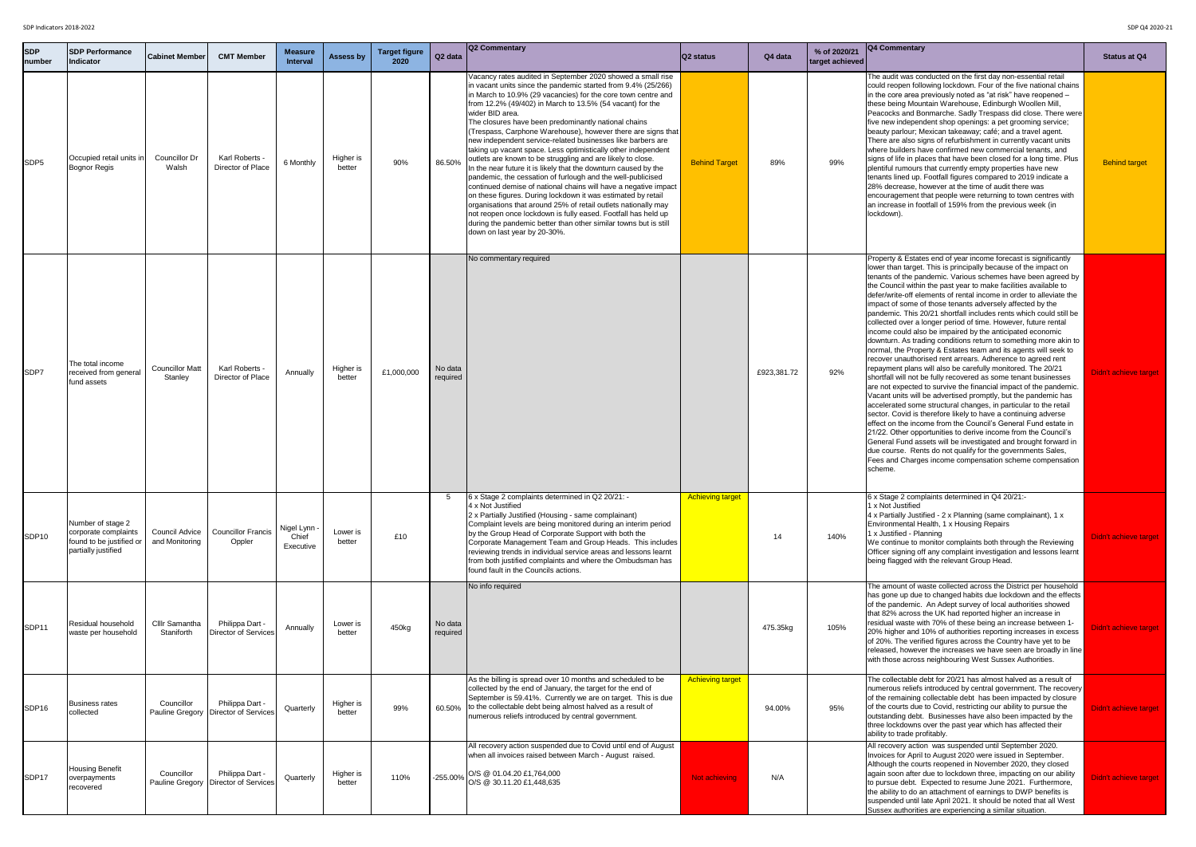| SDP number | SDP Performance Indicator | Cabinet Member | CMT Member | Measure Interval | Assess by | Target figure 2020 | Q2 data | Q2 Commentary | Q2 status | Q4 data | % of 2020/21 target achieved | Q4 Commentary | Status at Q4 |
|---|---|---|---|---|---|---|---|---|---|---|---|---|---|
| SDP5 | Occupied retail units in Bognor Regis | Councillor Dr Walsh | Karl Roberts - Director of Place | 6 Monthly | Higher is better | 90% | 86.50% | Vacancy rates audited in September 2020 showed a small rise in vacant units since the pandemic started from 9.4% (25/266) in March to 10.9% (29 vacancies) for the core town centre and from 12.2% (49/402) in March to 13.5% (54 vacant) for the wider BID area. The closures have been predominantly national chains (Trespass, Carphone Warehouse), however there are signs that new independent service-related businesses like barbers are taking up vacant space. Less optimistically other independent outlets are known to be struggling and are likely to close. In the near future it is likely that the downturn caused by the pandemic, the cessation of furlough and the well-publicised continued demise of national chains will have a negative impact on these figures. During lockdown it was estimated by retail organisations that around 25% of retail outlets nationally may not reopen once lockdown is fully eased. Footfall has held up during the pandemic better than other similar towns but is still down on last year by 20-30%. | Behind Target | 89% | 99% | The audit was conducted on the first day non-essential retail could reopen following lockdown. Four of the five national chains in the core area previously noted as "at risk" have reopened – these being Mountain Warehouse, Edinburgh Woollen Mill, Peacocks and Bonmarche. Sadly Trespass did close. There were five new independent shop openings: a pet grooming service; beauty parlour; Mexican takeaway; café; and a travel agent. There are also signs of refurbishment in currently vacant units where builders have confirmed new commercial tenants, and signs of life in places that have been closed for a long time. Plus plentiful rumours that currently empty properties have new tenants lined up. Footfall figures compared to 2019 indicate a 28% decrease, however at the time of audit there was encouragement that people were returning to town centres with an increase in footfall of 159% from the previous week (in lockdown). | Behind target |
| SDP7 | The total income received from general fund assets | Councillor Matt Stanley | Karl Roberts - Director of Place | Annually | Higher is better | £1,000,000 | No data required | No commentary required | | £923,381.72 | 92% | Property & Estates end of year income forecast is significantly lower than target. This is principally because of the impact on tenants of the pandemic. Various schemes have been agreed by the Council within the past year to make facilities available to defer/write-off elements of rental income in order to alleviate the impact of some of those tenants adversely affected by the pandemic. This 20/21 shortfall includes rents which could still be collected over a longer period of time. However, future rental income could also be impaired by the anticipated economic downturn. As trading conditions return to something more akin to normal, the Property & Estates team and its agents will seek to recover unauthorised rent arrears. Adherence to agreed rent repayment plans will also be carefully monitored. The 20/21 shortfall will not be fully recovered as some tenant businesses are not expected to survive the financial impact of the pandemic. Vacant units will be advertised promptly, but the pandemic has accelerated some structural changes, in particular to the retail sector. Covid is therefore likely to have a continuing adverse effect on the income from the Council's General Fund estate in 21/22. Other opportunities to derive income from the Council's General Fund assets will be investigated and brought forward in due course. Rents do not qualify for the governments Sales, Fees and Charges income compensation scheme compensation scheme. | Didn't achieve target |
| SDP10 | Number of stage 2 corporate complaints found to be justified or partially justified | Council Advice and Monitoring | Councillor Francis Oppler | Nigel Lynn - Chief Executive | Lower is better | £10 | 5 | 6 x Stage 2 complaints determined in Q2 20/21: - 4 x Not Justified 2 x Partially Justified (Housing - same complainant) Complaint levels are being monitored during an interim period by the Group Head of Corporate Support with both the Corporate Management Team and Group Heads. This includes reviewing trends in individual service areas and lessons learnt from both justified complaints and where the Ombudsman has found fault in the Councils actions. | Achieving target | 14 | 140% | 6 x Stage 2 complaints determined in Q4 20/21:- 1 x Not Justified 4 x Partially Justified - 2 x Planning (same complainant), 1 x Environmental Health, 1 x Housing Repairs 1 x Justified - Planning We continue to monitor complaints both through the Reviewing Officer signing off any complaint investigation and lessons learnt being flagged with the relevant Group Head. | Didn't achieve target |
| SDP11 | Residual household waste per household | Cllr Samantha Staniforth | Philippa Dart - Director of Services | Annually | Lower is better | 450kg | No data required | No info required | | 475.35kg | 105% | The amount of waste collected across the District per household has gone up due to changed habits due lockdown and the effects of the pandemic. An Adept survey of local authorities showed that 82% across the UK had reported higher an increase in residual waste with 70% of these being an increase between 1-20% higher and 10% of authorities reporting increases in excess of 20%. The verified figures across the Country have yet to be released, however the increases we have seen are broadly in line with those across neighbouring West Sussex Authorities. | Didn't achieve target |
| SDP16 | Business rates collected | Councillor Pauline Gregory | Philippa Dart - Director of Services | Quarterly | Higher is better | 99% | 60.50% | As the billing is spread over 10 months and scheduled to be collected by the end of January, the target for the end of September is 59.41%. Currently we are on target. This is due to the collectable debt being almost halved as a result of numerous reliefs introduced by central government. | Achieving target | 94.00% | 95% | The collectable debt for 20/21 has almost halved as a result of numerous reliefs introduced by central government. The recovery of the remaining collectable debt has been impacted by closure of the courts due to Covid, restricting our ability to pursue the outstanding debt. Businesses have also been impacted by the three lockdowns over the past year which has affected their ability to trade profitably. | Didn't achieve target |
| SDP17 | Housing Benefit overpayments recovered | Councillor Pauline Gregory | Philippa Dart - Director of Services | Quarterly | Higher is better | 110% | -255.00% | All recovery action suspended due to Covid until end of August when all invoices raised between March - August raised. O/S @ 01.04.20 £1,764,000 O/S @ 30.11.20 £1,448,635 | Not achieving | N/A | | All recovery action was suspended until September 2020. Invoices for April to August 2020 were issued in September. Although the courts reopened in November 2020, they closed again soon after due to lockdown three, impacting on our ability to pursue debt. Expected to resume June 2021. Furthermore, the ability to do an attachment of earnings to DWP benefits is suspended until late April 2021. It should be noted that all West Sussex authorities are experiencing a similar situation. | Didn't achieve target |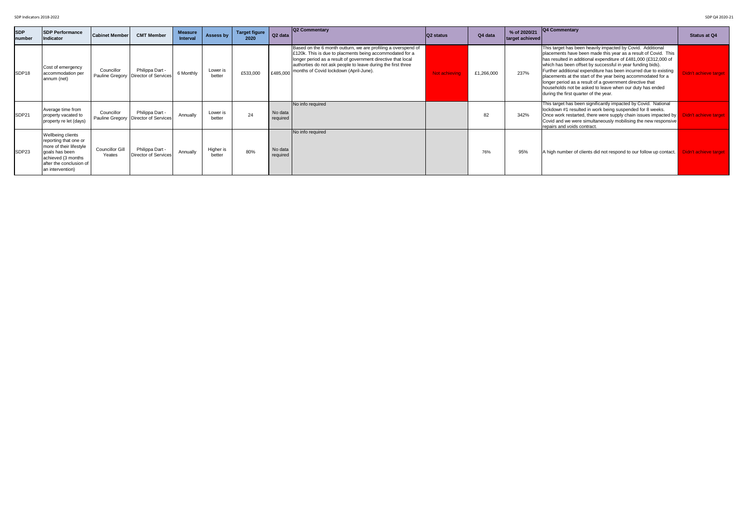| SDP number | SDP Performance Indicator | Cabinet Member | CMT Member | Measure Interval | Assess by | Target figure 2020 | Q2 data | Q2 Commentary | Q2 status | Q4 data | % of 2020/21 target achieved | Q4 Commentary | Status at Q4 |
|---|---|---|---|---|---|---|---|---|---|---|---|---|---|
| SDP18 | Cost of emergency accommodation per annum (net) | Councillor Pauline Gregory | Philippa Dart - Director of Services | 6 Monthly | Lower is better | £533,000 | £485,000 | Based on the 6 month outturn, we are profiling a overspend of £120k. This is due to placments being accommodated for a longer period as a result of government directive that local authorities do not ask people to leave during the first three months of Covid lockdown (April-June). | Not achieving | £1,266,000 | 237% | This target has been heavily impacted by Covid. Additional placements have been made this year as a result of Covid. This has resulted in additional expenditure of £481,000 (£312,000 of which has been offset by successful in year funding bids). Further additional expenditure has been incurred due to existing placements at the start of the year being accommodated for a longer period as a result of a government directive that households not be asked to leave when our duty has ended during the first quarter of the year. | Didn't achieve target |
| SDP21 | Average time from property vacated to property re let (days) | Councillor Pauline Gregory | Philippa Dart - Director of Services | Annually | Lower is better | 24 | No data required | No info required | | 82 | 342% | This target has been significantly impacted by Covid. National lockdown #1 resulted in work being suspended for 8 weeks. Once work restarted, there were supply chain issues impacted by Covid and we were simultaneously mobilising the new responsive repairs and voids contract. | Didn't achieve target |
| SDP23 | Wellbeing clients reporting that one or more of their lifestyle goals has been achieved (3 months after the conclusion of an intervention) | Councillor Gill Yeates | Philippa Dart - Director of Services | Annually | Higher is better | 80% | No data required | No info required | | 76% | 95% | A high number of clients did not respond to our follow up contact. | Didn't achieve target |